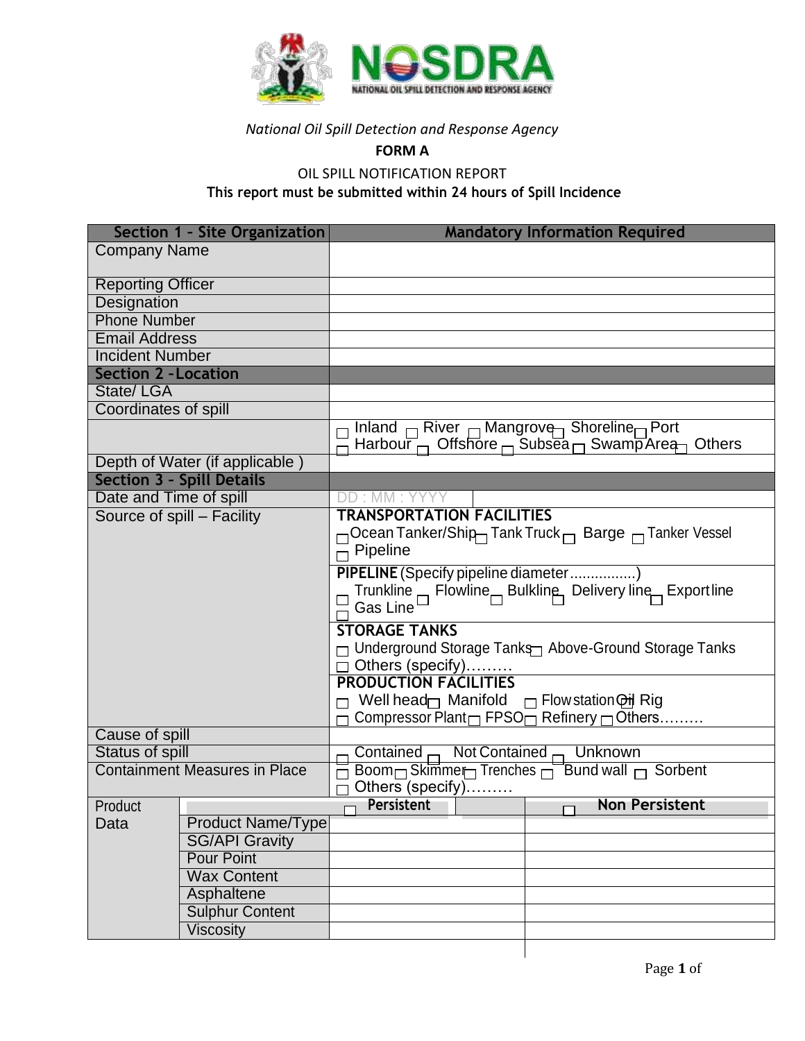*National Oil Spill Detection and Response Agency*

**FORM A**

OIL SPILL NOTIFICATION REPORT

**This report must be submitted within 24 hours of Spill Incidence**

| **Section 1 – Site Organization** | | **Mandatory Information Required** | | |
|---|---|---|---|---|
| Company Name | | | | |
| Reporting Officer | | | | |
| Designation | | | | |
| Phone Number | | | | |
| Email Address | | | | |
| Incident Number | | | | |
| **Section 2 –Location** | | | | |
| State/ LGA | | | | |
| Coordinates of spill | | | | |
| | | ☐ Inland ☐ River ☐ Mangrove ☐ Shoreline ☐ Port ☐ Harbour ☐ Offshore ☐ Subsea ☐ Swamp Area ☐ Others | | |
| Depth of Water (if applicable ) | | | | |
| **Section 3 – Spill Details** | | | | |
| Date and Time of spill | | DD : MM : YYYY | | |
| Source of spill – Facility | | **TRANSPORTATION FACILITIES** ☐ Ocean Tanker/Ship ☐ Tank Truck ☐ Barge ☐ Tanker Vessel ☐ Pipeline | | |
| | | **PIPELINE** (Specify pipeline diameter................) ☐ Trunkline ☐ Flowline ☐ Bulkline ☐ Delivery line ☐ Export line ☐ Gas Line | | |
| | | **STORAGE TANKS** ☐ Underground Storage Tanks ☐ Above-Ground Storage Tanks ☐ Others (specify)……… | | |
| | | **PRODUCTION FACILITIES** ☐ Well head ☐ Manifold ☐ Flow station ☐ Oil Rig ☐ Compressor Plant ☐ FPSO ☐ Refinery ☐ Others……… | | |
| Cause of spill | | | | |
| Status of spill | | ☐ Contained ☐ Not Contained ☐ Unknown | | |
| Containment Measures in Place | | ☐ Boom ☐ Skimmer ☐ Trenches ☐ Bund wall ☐ Sorbent ☐ Others (specify)……… | | |
| Product Data | | ☐ **Persistent** | | ☐ **Non Persistent** |
| | Product Name/Type | | | |
| | SG/API Gravity | | | |
| | Pour Point | | | |
| | Wax Content | | | |
| | Asphaltene | | | |
| | Sulphur Content | | | |
| | Viscosity | | | |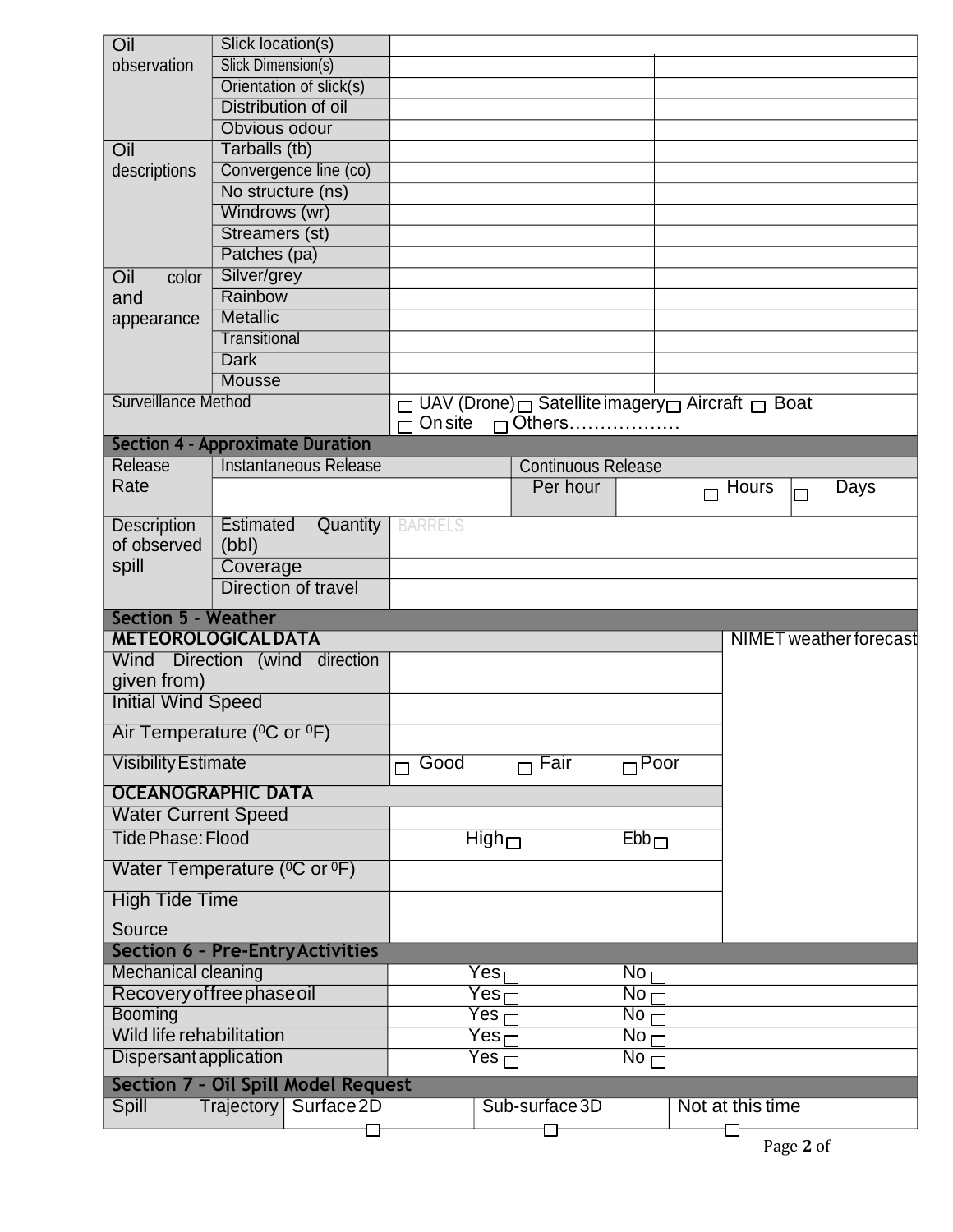| Oil observation | Slick location(s) | | |
|---|---|---|---|
| | Slick Dimension(s) | | |
| | Orientation of slick(s) | | |
| | Distribution of oil | | |
| | Obvious odour | | |
| Oil descriptions | Tarballs (tb) | | |
| | Convergence line (co) | | |
| | No structure (ns) | | |
| | Windrows (wr) | | |
| | Streamers (st) | | |
| | Patches (pa) | | |
| Oil color and appearance | Silver/grey | | |
| | Rainbow | | |
| | Metallic | | |
| | Transitional | | |
| | Dark | | |
| | Mousse | | |
| Surveillance Method | | ☐ UAV (Drone) ☐ Satellite imagery ☐ Aircraft ☐ Boat ☐ On site ☐ Others……………… | |

## Section 4 - Approximate Duration

| Release Rate | Instantaneous Release | Continuous Release | | | |
|---|---|---|---|---|---|
| | | Per hour | | ☐ Hours | ☐ Days |
| Description of observed spill | Estimated Quantity (bbl) | BARRELS | | | |
| | Coverage | | | | |
| | Direction of travel | | | | |

## Section 5 - Weather

| METEOROLOGICAL DATA | | NIMET weather forecast |
|---|---|---|
| Wind Direction (wind direction given from) | | |
| Initial Wind Speed | | |
| Air Temperature ($^0$C or $^0$F) | | |
| Visibility Estimate | ☐ Good ☐ Fair ☐ Poor | |
| **OCEANOGRAPHIC DATA** | | |
| Water Current Speed | | |
| Tide Phase: Flood | High ☐ Ebb ☐ | |
| Water Temperature ($^0$C or $^0$F) | | |
| High Tide Time | | |
| Source | | |

## Section 6 – Pre-Entry Activities

| | | |
|---|---|---|
| Mechanical cleaning | Yes ☐ | No ☐ |
| Recovery of free phase oil | Yes ☐ | No ☐ |
| Booming | Yes ☐ | No ☐ |
| Wild life rehabilitation | Yes ☐ | No ☐ |
| Dispersant application | Yes ☐ | No ☐ |

## Section 7 – Oil Spill Model Request

| Spill Trajectory | Surface 2D ☐ | Sub-surface 3D ☐ | Not at this time ☐ |
|---|---|---|---|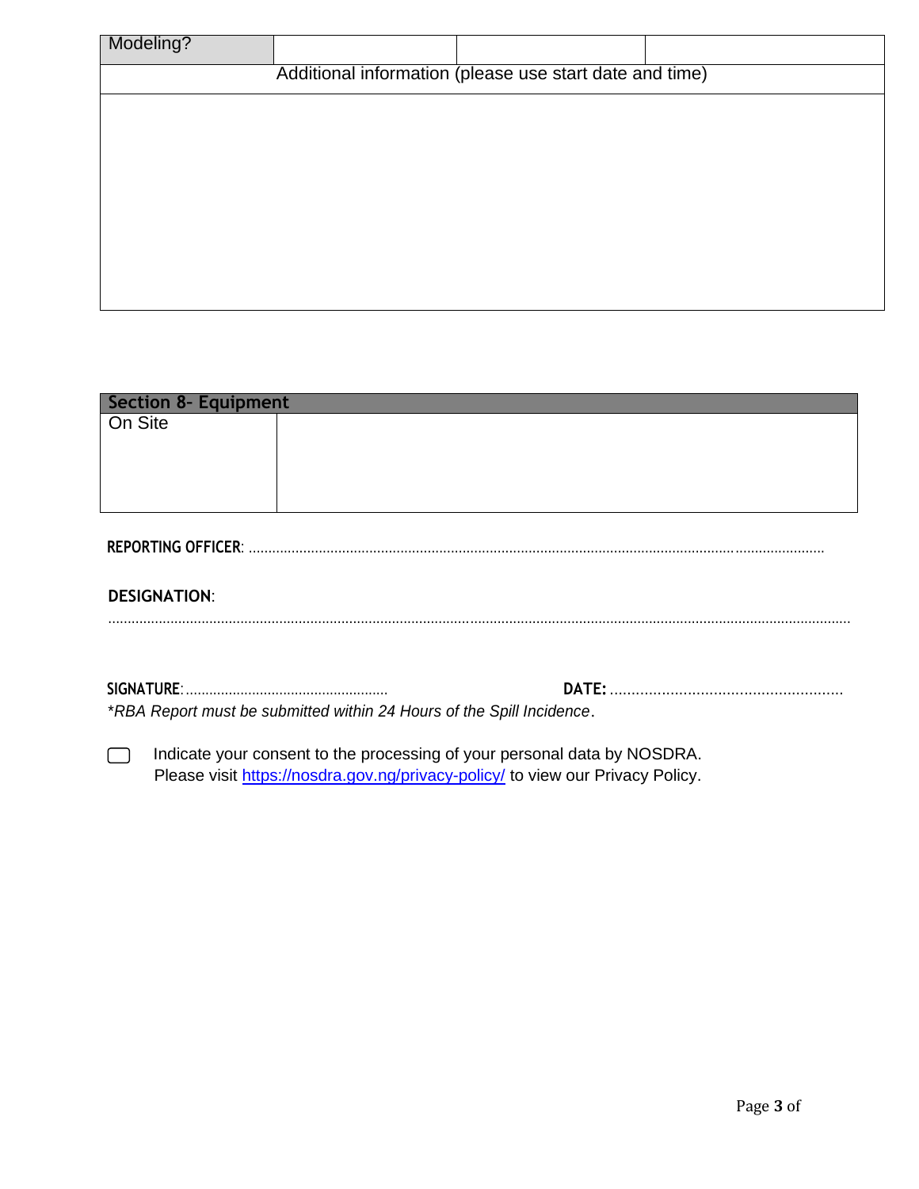| | | | |
|---|---|---|---|
| Modeling? | | | |
| Additional information (please use start date and time) | | | |
| | | | |

| Section 8- Equipment | |
|---|---|
| On Site | |

**REPORTING OFFICER**: ..........................................................................................................................................................

**DESIGNATION**:

..........................................................................................................................................................................................

**SIGNATURE**:.................................................... **DATE:** ......................................................

*\*RBA Report must be submitted within 24 Hours of the Spill Incidence*.

☐ Indicate your consent to the processing of your personal data by NOSDRA. Please visit https://nosdra.gov.ng/privacy-policy/ to view our Privacy Policy.